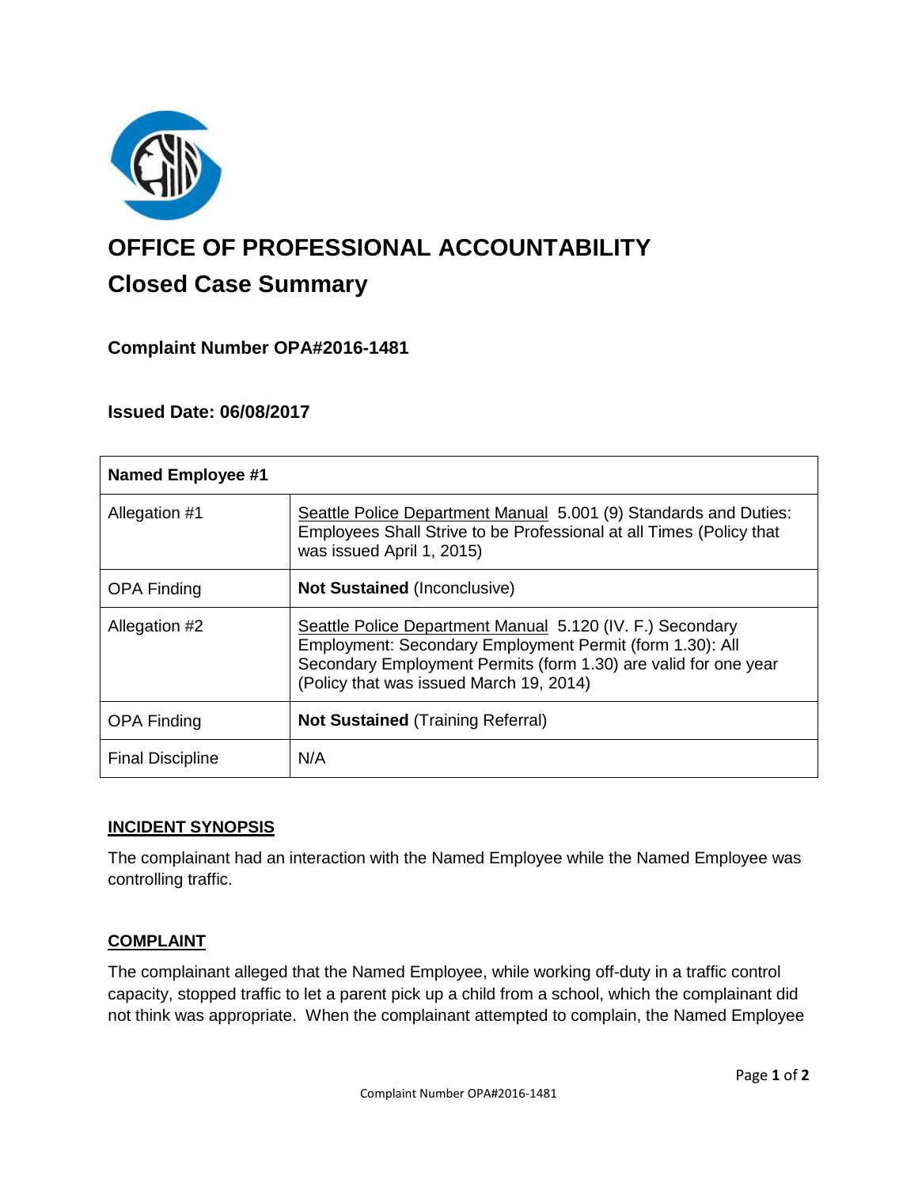# OFFICE OF PROFESSIONAL ACCOUNTABILITY

## Closed Case Summary

### Complaint Number OPA#2016-1481

### Issued Date: 06/08/2017

| **Named Employee #1** | |
|---|---|
| Allegation #1 | Seattle Police Department Manual 5.001 (9) Standards and Duties: Employees Shall Strive to be Professional at all Times (Policy that was issued April 1, 2015) |
| OPA Finding | **Not Sustained** (Inconclusive) |
| Allegation #2 | Seattle Police Department Manual 5.120 (IV. F.) Secondary Employment: Secondary Employment Permit (form 1.30): All Secondary Employment Permits (form 1.30) are valid for one year (Policy that was issued March 19, 2014) |
| OPA Finding | **Not Sustained** (Training Referral) |
| Final Discipline | N/A |

**INCIDENT SYNOPSIS**

The complainant had an interaction with the Named Employee while the Named Employee was controlling traffic.

**COMPLAINT**

The complainant alleged that the Named Employee, while working off-duty in a traffic control capacity, stopped traffic to let a parent pick up a child from a school, which the complainant did not think was appropriate. When the complainant attempted to complain, the Named Employee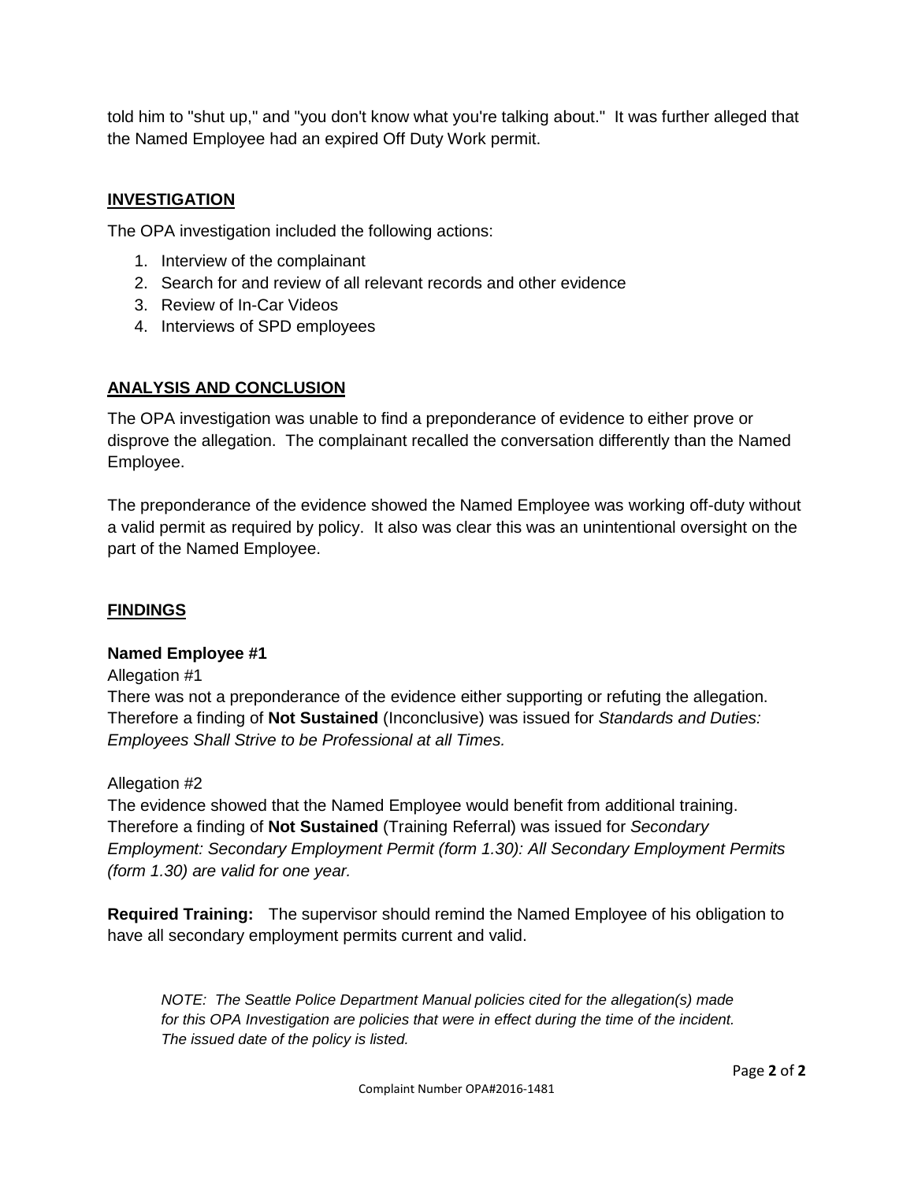told him to "shut up," and "you don't know what you're talking about." It was further alleged that the Named Employee had an expired Off Duty Work permit.

## INVESTIGATION

The OPA investigation included the following actions:

1. Interview of the complainant
2. Search for and review of all relevant records and other evidence
3. Review of In-Car Videos
4. Interviews of SPD employees

## ANALYSIS AND CONCLUSION

The OPA investigation was unable to find a preponderance of evidence to either prove or disprove the allegation. The complainant recalled the conversation differently than the Named Employee.

The preponderance of the evidence showed the Named Employee was working off-duty without a valid permit as required by policy. It also was clear this was an unintentional oversight on the part of the Named Employee.

## FINDINGS

**Named Employee #1**

Allegation #1
There was not a preponderance of the evidence either supporting or refuting the allegation. Therefore a finding of **Not Sustained** (Inconclusive) was issued for *Standards and Duties: Employees Shall Strive to be Professional at all Times.*

Allegation #2
The evidence showed that the Named Employee would benefit from additional training. Therefore a finding of **Not Sustained** (Training Referral) was issued for *Secondary Employment: Secondary Employment Permit (form 1.30): All Secondary Employment Permits (form 1.30) are valid for one year.*

**Required Training:** The supervisor should remind the Named Employee of his obligation to have all secondary employment permits current and valid.

*NOTE: The Seattle Police Department Manual policies cited for the allegation(s) made for this OPA Investigation are policies that were in effect during the time of the incident. The issued date of the policy is listed.*

Complaint Number OPA#2016-1481